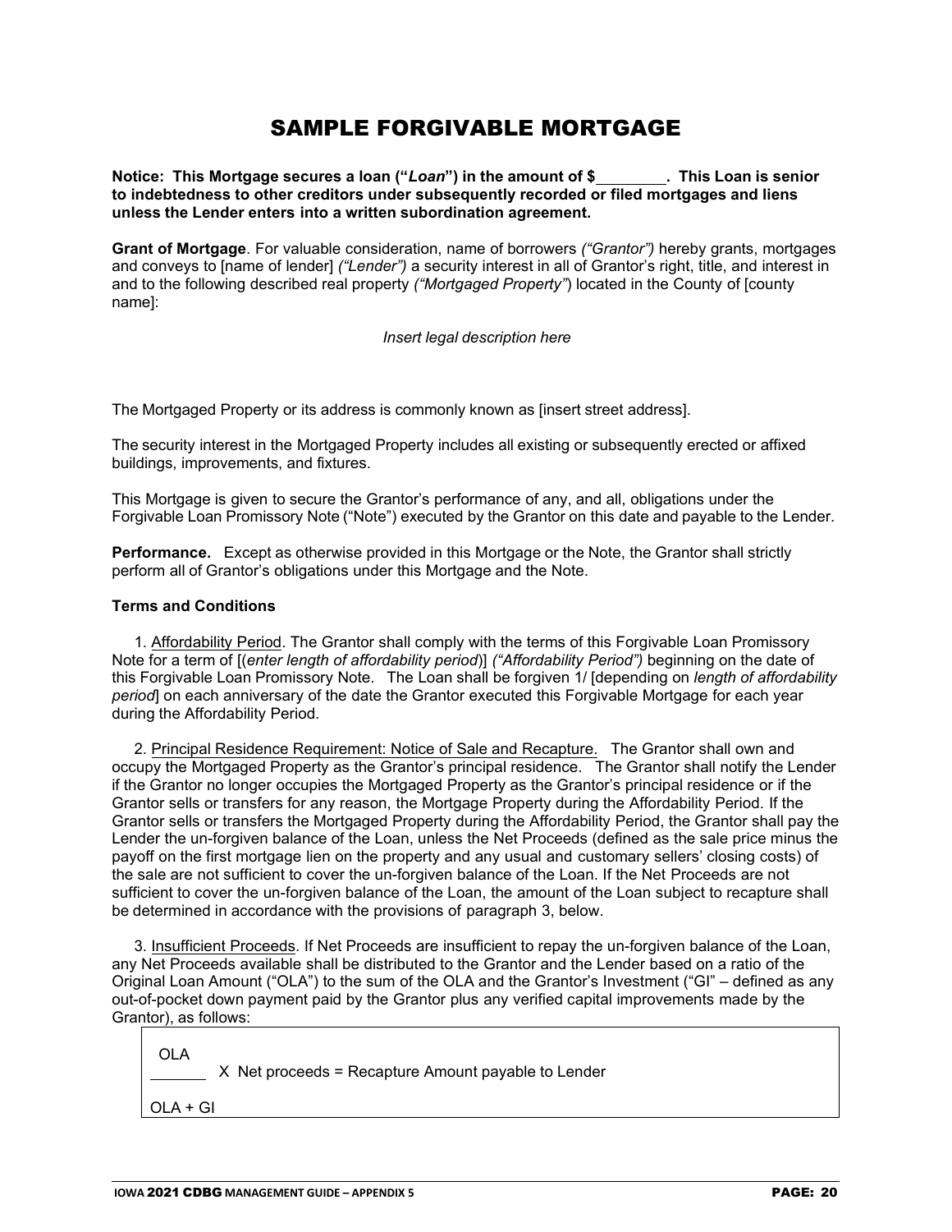# SAMPLE FORGIVABLE MORTGAGE

**Notice: This Mortgage secures a loan ("*Loan*") in the amount of $________. This Loan is senior to indebtedness to other creditors under subsequently recorded or filed mortgages and liens unless the Lender enters into a written subordination agreement.**

**Grant of Mortgage**. For valuable consideration, name of borrowers *("Grantor")* hereby grants, mortgages and conveys to [name of lender] *("Lender")* a security interest in all of Grantor's right, title, and interest in and to the following described real property *("Mortgaged Property"*) located in the County of [county name]:

*Insert legal description here*

The Mortgaged Property or its address is commonly known as [insert street address].

The security interest in the Mortgaged Property includes all existing or subsequently erected or affixed buildings, improvements, and fixtures.

This Mortgage is given to secure the Grantor's performance of any, and all, obligations under the Forgivable Loan Promissory Note ("Note") executed by the Grantor on this date and payable to the Lender.

**Performance.** Except as otherwise provided in this Mortgage or the Note, the Grantor shall strictly perform all of Grantor's obligations under this Mortgage and the Note.

**Terms and Conditions**

1. Affordability Period. The Grantor shall comply with the terms of this Forgivable Loan Promissory Note for a term of [(*enter length of affordability period*)] *("Affordability Period")* beginning on the date of this Forgivable Loan Promissory Note. The Loan shall be forgiven 1/ [depending on *length of affordability period*] on each anniversary of the date the Grantor executed this Forgivable Mortgage for each year during the Affordability Period.

2. Principal Residence Requirement: Notice of Sale and Recapture. The Grantor shall own and occupy the Mortgaged Property as the Grantor's principal residence. The Grantor shall notify the Lender if the Grantor no longer occupies the Mortgaged Property as the Grantor's principal residence or if the Grantor sells or transfers for any reason, the Mortgage Property during the Affordability Period. If the Grantor sells or transfers the Mortgaged Property during the Affordability Period, the Grantor shall pay the Lender the un-forgiven balance of the Loan, unless the Net Proceeds (defined as the sale price minus the payoff on the first mortgage lien on the property and any usual and customary sellers' closing costs) of the sale are not sufficient to cover the un-forgiven balance of the Loan. If the Net Proceeds are not sufficient to cover the un-forgiven balance of the Loan, the amount of the Loan subject to recapture shall be determined in accordance with the provisions of paragraph 3, below.

3. Insufficient Proceeds. If Net Proceeds are insufficient to repay the un-forgiven balance of the Loan, any Net Proceeds available shall be distributed to the Grantor and the Lender based on a ratio of the Original Loan Amount ("OLA") to the sum of the OLA and the Grantor's Investment ("GI" – defined as any out-of-pocket down payment paid by the Grantor plus any verified capital improvements made by the Grantor), as follows:

$$\frac{\text{OLA}}{\text{OLA + GI}} \times \text{Net proceeds = Recapture Amount payable to Lender}$$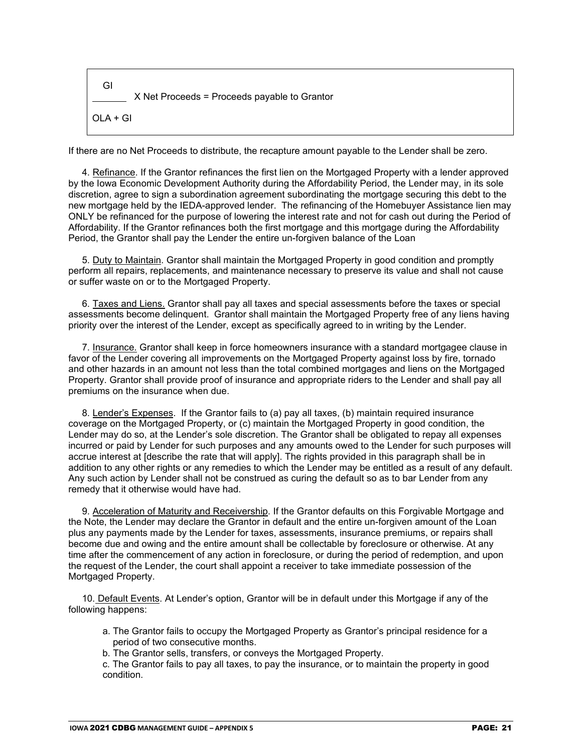$$\frac{GI}{OLA + GI} \times \text{Net Proceeds} = \text{Proceeds payable to Grantor}$$

If there are no Net Proceeds to distribute, the recapture amount payable to the Lender shall be zero.

4. Refinance. If the Grantor refinances the first lien on the Mortgaged Property with a lender approved by the Iowa Economic Development Authority during the Affordability Period, the Lender may, in its sole discretion, agree to sign a subordination agreement subordinating the mortgage securing this debt to the new mortgage held by the IEDA-approved lender. The refinancing of the Homebuyer Assistance lien may ONLY be refinanced for the purpose of lowering the interest rate and not for cash out during the Period of Affordability. If the Grantor refinances both the first mortgage and this mortgage during the Affordability Period, the Grantor shall pay the Lender the entire un-forgiven balance of the Loan

5. Duty to Maintain. Grantor shall maintain the Mortgaged Property in good condition and promptly perform all repairs, replacements, and maintenance necessary to preserve its value and shall not cause or suffer waste on or to the Mortgaged Property.

6. Taxes and Liens. Grantor shall pay all taxes and special assessments before the taxes or special assessments become delinquent. Grantor shall maintain the Mortgaged Property free of any liens having priority over the interest of the Lender, except as specifically agreed to in writing by the Lender.

7. Insurance. Grantor shall keep in force homeowners insurance with a standard mortgagee clause in favor of the Lender covering all improvements on the Mortgaged Property against loss by fire, tornado and other hazards in an amount not less than the total combined mortgages and liens on the Mortgaged Property. Grantor shall provide proof of insurance and appropriate riders to the Lender and shall pay all premiums on the insurance when due.

8. Lender's Expenses. If the Grantor fails to (a) pay all taxes, (b) maintain required insurance coverage on the Mortgaged Property, or (c) maintain the Mortgaged Property in good condition, the Lender may do so, at the Lender's sole discretion. The Grantor shall be obligated to repay all expenses incurred or paid by Lender for such purposes and any amounts owed to the Lender for such purposes will accrue interest at [describe the rate that will apply]. The rights provided in this paragraph shall be in addition to any other rights or any remedies to which the Lender may be entitled as a result of any default. Any such action by Lender shall not be construed as curing the default so as to bar Lender from any remedy that it otherwise would have had.

9. Acceleration of Maturity and Receivership. If the Grantor defaults on this Forgivable Mortgage and the Note, the Lender may declare the Grantor in default and the entire un-forgiven amount of the Loan plus any payments made by the Lender for taxes, assessments, insurance premiums, or repairs shall become due and owing and the entire amount shall be collectable by foreclosure or otherwise. At any time after the commencement of any action in foreclosure, or during the period of redemption, and upon the request of the Lender, the court shall appoint a receiver to take immediate possession of the Mortgaged Property.

10. Default Events. At Lender's option, Grantor will be in default under this Mortgage if any of the following happens:

a. The Grantor fails to occupy the Mortgaged Property as Grantor's principal residence for a period of two consecutive months.

b. The Grantor sells, transfers, or conveys the Mortgaged Property.

c. The Grantor fails to pay all taxes, to pay the insurance, or to maintain the property in good condition.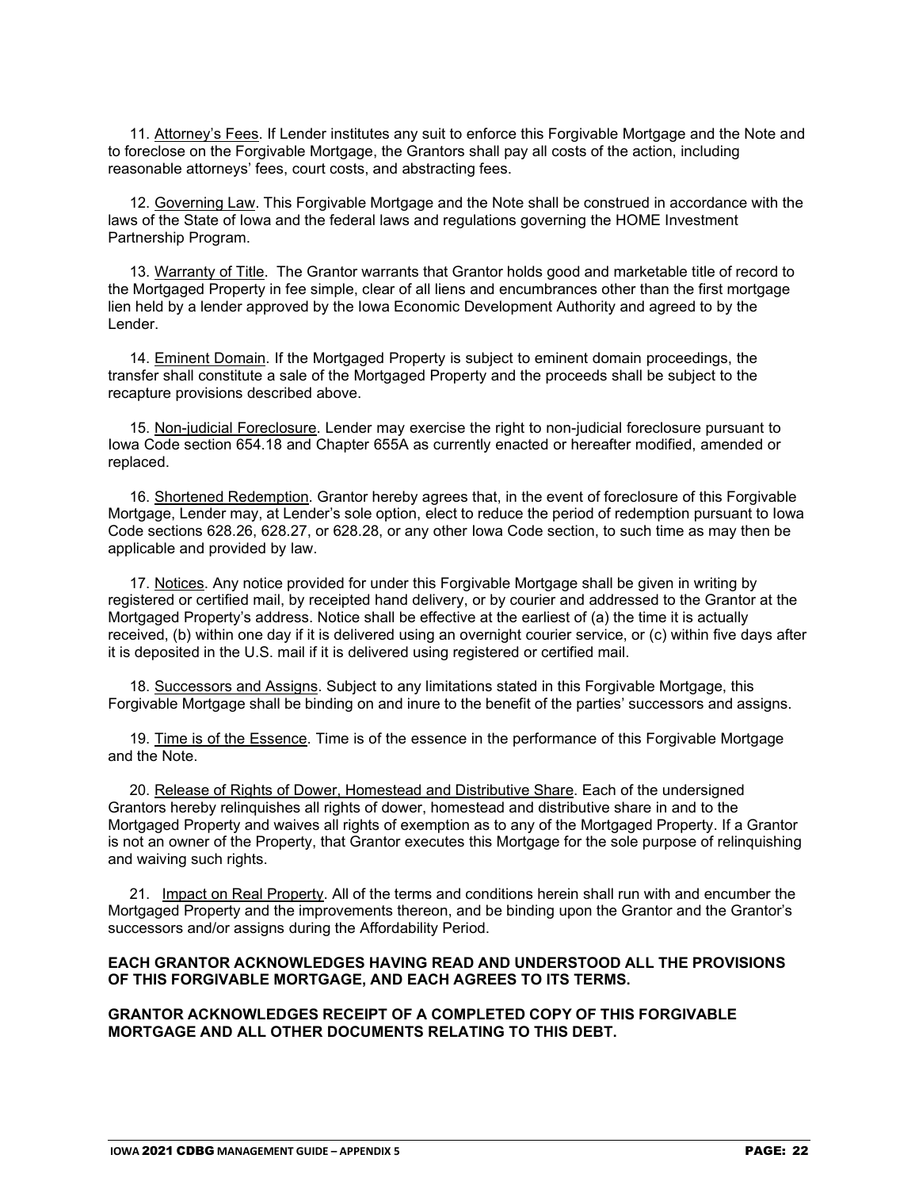11. Attorney's Fees. If Lender institutes any suit to enforce this Forgivable Mortgage and the Note and to foreclose on the Forgivable Mortgage, the Grantors shall pay all costs of the action, including reasonable attorneys' fees, court costs, and abstracting fees.

12. Governing Law. This Forgivable Mortgage and the Note shall be construed in accordance with the laws of the State of Iowa and the federal laws and regulations governing the HOME Investment Partnership Program.

13. Warranty of Title. The Grantor warrants that Grantor holds good and marketable title of record to the Mortgaged Property in fee simple, clear of all liens and encumbrances other than the first mortgage lien held by a lender approved by the Iowa Economic Development Authority and agreed to by the Lender.

14. Eminent Domain. If the Mortgaged Property is subject to eminent domain proceedings, the transfer shall constitute a sale of the Mortgaged Property and the proceeds shall be subject to the recapture provisions described above.

15. Non-judicial Foreclosure. Lender may exercise the right to non-judicial foreclosure pursuant to Iowa Code section 654.18 and Chapter 655A as currently enacted or hereafter modified, amended or replaced.

16. Shortened Redemption. Grantor hereby agrees that, in the event of foreclosure of this Forgivable Mortgage, Lender may, at Lender's sole option, elect to reduce the period of redemption pursuant to Iowa Code sections 628.26, 628.27, or 628.28, or any other Iowa Code section, to such time as may then be applicable and provided by law.

17. Notices. Any notice provided for under this Forgivable Mortgage shall be given in writing by registered or certified mail, by receipted hand delivery, or by courier and addressed to the Grantor at the Mortgaged Property's address. Notice shall be effective at the earliest of (a) the time it is actually received, (b) within one day if it is delivered using an overnight courier service, or (c) within five days after it is deposited in the U.S. mail if it is delivered using registered or certified mail.

18. Successors and Assigns. Subject to any limitations stated in this Forgivable Mortgage, this Forgivable Mortgage shall be binding on and inure to the benefit of the parties' successors and assigns.

19. Time is of the Essence. Time is of the essence in the performance of this Forgivable Mortgage and the Note.

20. Release of Rights of Dower, Homestead and Distributive Share. Each of the undersigned Grantors hereby relinquishes all rights of dower, homestead and distributive share in and to the Mortgaged Property and waives all rights of exemption as to any of the Mortgaged Property. If a Grantor is not an owner of the Property, that Grantor executes this Mortgage for the sole purpose of relinquishing and waiving such rights.

21. Impact on Real Property. All of the terms and conditions herein shall run with and encumber the Mortgaged Property and the improvements thereon, and be binding upon the Grantor and the Grantor's successors and/or assigns during the Affordability Period.

**EACH GRANTOR ACKNOWLEDGES HAVING READ AND UNDERSTOOD ALL THE PROVISIONS OF THIS FORGIVABLE MORTGAGE, AND EACH AGREES TO ITS TERMS.**

**GRANTOR ACKNOWLEDGES RECEIPT OF A COMPLETED COPY OF THIS FORGIVABLE MORTGAGE AND ALL OTHER DOCUMENTS RELATING TO THIS DEBT.**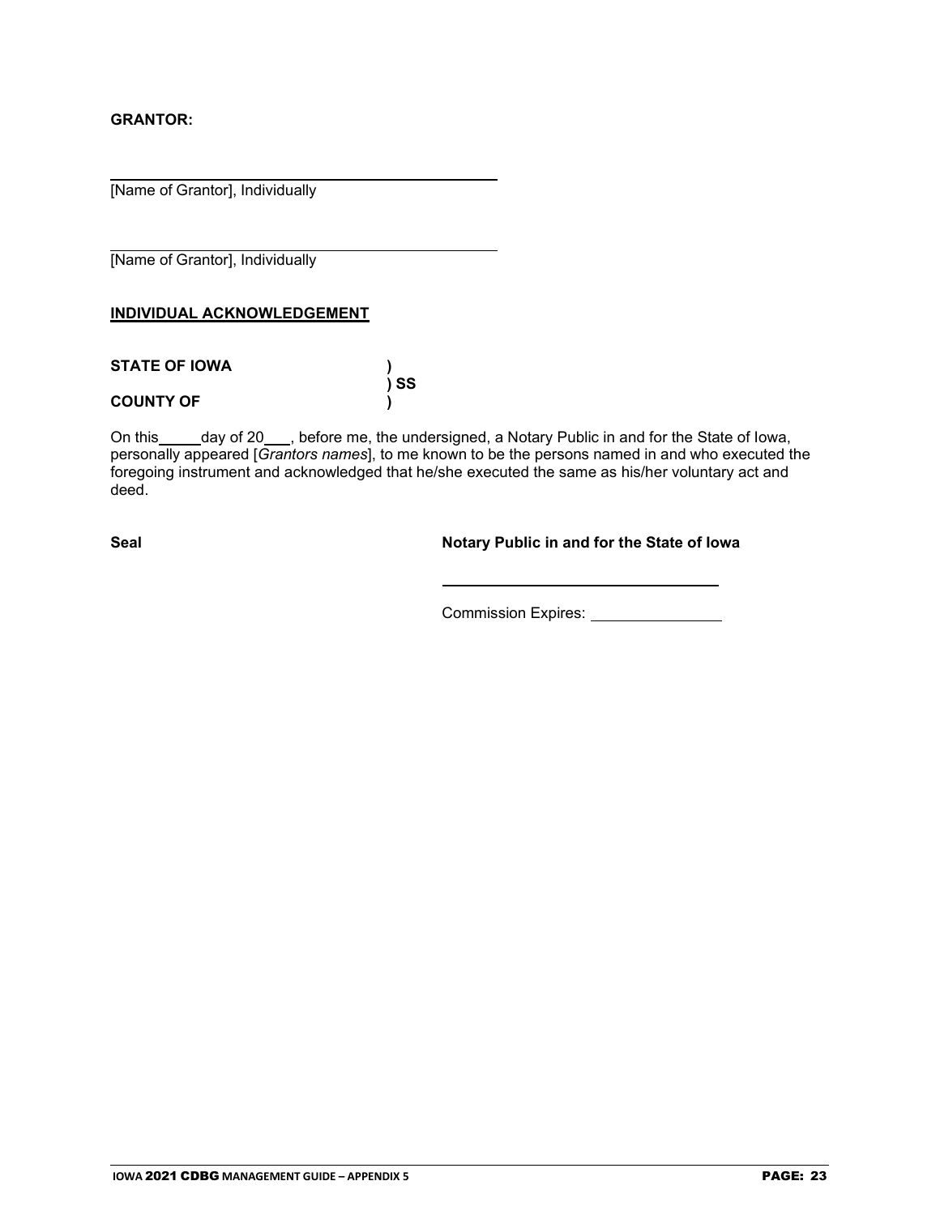**GRANTOR:**

\_\_\_\_\_\_\_\_\_\_\_\_\_\_\_\_\_\_\_\_\_\_\_\_\_\_\_\_\_\_\_\_\_\_\_\_\_\_\_\_
[Name of Grantor], Individually

\_\_\_\_\_\_\_\_\_\_\_\_\_\_\_\_\_\_\_\_\_\_\_\_\_\_\_\_\_\_\_\_\_\_\_\_\_\_\_\_
[Name of Grantor], Individually

**<u>INDIVIDUAL ACKNOWLEDGEMENT</u>**

**STATE OF IOWA )**
**) SS**
**COUNTY OF )**

On this\_\_\_\_\_day of 20\_\_\_, before me, the undersigned, a Notary Public in and for the State of Iowa, personally appeared [*Grantors names*], to me known to be the persons named in and who executed the foregoing instrument and acknowledged that he/she executed the same as his/her voluntary act and deed.

**Seal**

**Notary Public in and for the State of Iowa**

\_\_\_\_\_\_\_\_\_\_\_\_\_\_\_\_\_\_\_\_\_\_\_\_\_\_\_\_\_\_

Commission Expires: \_\_\_\_\_\_\_\_\_\_\_\_\_\_\_